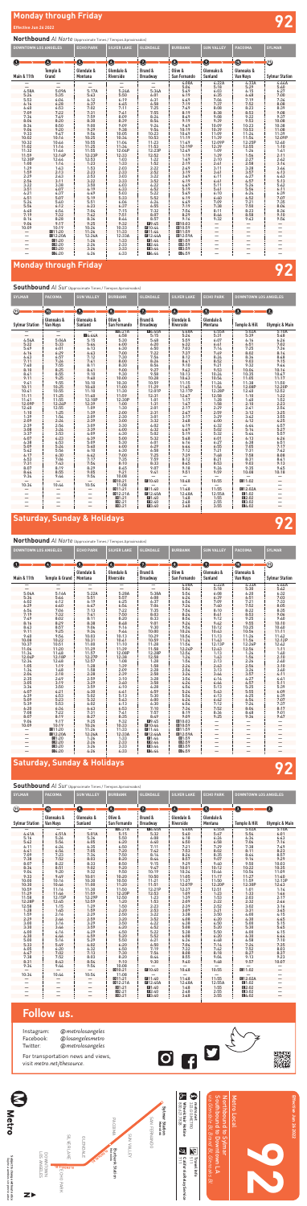# Monday through Friday

**Effective Jun 26 2022**

**92**

## Northbound *Al Norte* (Approximate Times / *Tiempos Aproximados*)

| DOWNTOWN LOS ANGELES | | ECHO PARK | SILVER LAKE | GLENDALE | BURBANK | SUN VALLEY | PACOIMA | SYLMAR |
|---|---|---|---|---|---|---|---|---|
| 1 | 2 | 3 | 4 | 5 | 6 | 7 | 8 | 9 |
| Main & 11th | Temple & Grand | Glendale & Montana | Glendale & Riverside | Brand & Broadway | Olive & San Fernando | Glendale & Sunland | Glendale & Van Nuys | Sylmar Station |
| — | — | — | — | — | 4:08A | 4:22A | 4:33A | 4:44A |
| — | — | — | — | — | 5:04 | 5:18 | 5:29 | 5:40 |
| 4:58A | 5:09A | 5:17A | 5:26A | 5:34A | 5:49 | 6:03 | 6:15 | 6:27 |
| 5:26 | 5:35 | 5:43 | 5:50 | 5:58 | 6:12 | 6:27 | 6:40 | 6:52 |
| 5:53 | 6:04 | 6:12 | 6:19 | 6:31 | 6:49 | 7:06 | 7:19 | 7:31 |
| 6:16 | 6:28 | 6:37 | 6:45 | 6:58 | 7:19 | 7:37 | 7:52 | 8:05 |
| 6:40 | 6:53 | 7:02 | 7:11 | 7:25 | 7:47 | 8:06 | 8:23 | 8:39 |
| 7:09 | 7:22 | 7:32 | 7:41 | 7:56 | 8:18 | 8:38 | 8:52 | 9:08 |
| 7:36 | 7:49 | 7:59 | 8:09 | 8:24 | 8:49 | 9:08 | 9:22 | 9:37 |
| 8:06 | 8:20 | 8:30 | 8:40 | 8:56 | 9:19 | 9:39 | 9:53 | 10:08 |
| 8:36 | 8:50 | 9:00 | 9:09 | 9:24 | 9:49 | 10:09 | 10:23 | 10:38 |
| 9:06 | 9:20 | 9:29 | 9:38 | 9:54 | 10:19 | 10:39 | 10:53 | 11:08 |
| 9:33 | 9:47 | 9:56 | 10:05 | 10:23 | 10:49 | 11:09 | 11:24 | 11:39 |
| 10:02 | 10:16 | 10:25 | 10:34 | 10:53 | 11:19 | 11:39 | 11:54 | 12:09P |
| 10:32 | 10:46 | 10:55 | 11:04 | 11:23 | 11:49 | 12:09P | 12:25P | 12:40 |
| 11:02 | 11:16 | 11:25 | 11:34 | 11:53 | 12:19P | 12:39 | 12:55 | 1:10 |
| 11:32 | 11:46 | 11:55 | 12:04P | 12:23P | 12:49 | 1:09 | 1:26 | 1:41 |
| 11:59 | 12:14P | 12:23P | 12:33 | 12:53 | 1:19 | 1:39 | 1:56 | 2:11 |
| 12:30P | 12:44 | 12:53 | 1:03 | 1:22 | 1:49 | 2:10 | 2:27 | 2:42 |
| 1:00 | 1:14 | 1:23 | 1:33 | 1:52 | 2:19 | 2:41 | 2:58 | 3:14 |
| 1:29 | 1:43 | 1:53 | 2:03 | 2:22 | 2:49 | 3:11 | 3:29 | 3:46 |
| 1:59 | 2:13 | 2:23 | 2:33 | 2:52 | 3:19 | 3:41 | 3:57 | 4:13 |
| 2:29 | 2:43 | 2:53 | 3:03 | 3:22 | 3:49 | 4:11 | 4:27 | 4:43 |
| 2:56 | 3:11 | 3:22 | 3:33 | 3:52 | 4:19 | 4:41 | 4:57 | 5:13 |
| 3:23 | 3:38 | 3:50 | 4:03 | 4:22 | 4:49 | 5:11 | 5:26 | 5:42 |
| 3:53 | 4:07 | 4:19 | 4:32 | 4:52 | 5:19 | 5:41 | 5:56 | 6:12 |
| 4:21 | 4:37 | 4:49 | 5:03 | 5:22 | 5:49 | 6:10 | 6:24 | 6:39 |
| 4:51 | 5:07 | 5:19 | 5:33 | 5:52 | 6:19 | 6:40 | 6:52 | 7:07 |
| 5:24 | 5:40 | 5:51 | 6:04 | 6:22 | 6:49 | 7:09 | 7:20 | 7:35 |
| 5:54 | 6:12 | 6:23 | 6:37 | 6:55 | 7:19 | 7:38 | 7:50 | 8:04 |
| 6:48 | 6:54 | 7:04 | 7:15 | 7:32 | 7:54 | 8:11 | 8:23 | 8:36 |
| 7:19 | 7:32 | 7:42 | 7:51 | 8:07 | 8:29 | 8:46 | 8:58 | 9:10 |
| 8:16 | 8:28 | 8:36 | 8:44 | 8:57 | 9:16 | 9:32 | 9:43 | 9:54 |
| 9:06 | 9:17 | 9:25 | 9:32 | ■9:45 | ■10:03 | — | — | — |
| 10:09 | 10:19 | 10:26 | 10:33 | ■10:46 | ■10:59 | — | — | — |
| — | ■11:20 | 11:26 | 11:33 | ■11:46 | ■11:59 | — | — | — |
| — | ■12:20A | 12:26A | 12:33A | ■12:46A | ■12:59A | — | — | — |
| — | ■1:20 | 1:26 | 1:33 | ■1:46 | ■1:59 | — | — | — |
| — | ■2:20 | 2:26 | 2:33 | ■2:46 | ■2:59 | — | — | — |
| — | ■3:20 | 3:26 | 3:33 | ■3:46 | ■3:59 | — | — | — |
| — | ■4:20 | 4:26 | 4:33 | ■4:46 | ■4:59 | — | — | — |

# Monday through Friday

## Southbound *Al Sur* (Approximate Times / *Tiempos Aproximados*)

| SYLMAR | PACOIMA | SUN VALLEY | BURBANK | GLENDALE | SILVER LAKE | ECHO PARK | DOWNTOWN LOS ANGELES | |
|---|---|---|---|---|---|---|---|---|
| 9 | 8 | 7 | 6 | 5 | 4 | 3 | 2 | 1 |
| Sylmar Station | Glenoaks & Van Nuys | Glenoaks & Sunland | Olive & San Fernando | Brand & Broadway | Glendale & Riverside | Glendale & Montana | Temple & Hill | Olympic & Main |
| — | — | — | ■4:21A | ■4:30A | 4:44A | 4:51A | 5:02A | 5:14A |
| — | — | ■4:44A | 4:59 | 5:09 | 5:21 | 5:29 | 5:39 | 5:48 |
| 4:54A | 5:04A | 5:15 | 5:30 | 5:40 | 5:53 | 6:01 | 6:14 | 6:24 |
| 5:22 | 5:33 | 5:44 | 6:00 | 6:10 | 6:24 | 6:33 | 6:47 | 6:59 |
| 5:49 | 6:01 | 6:14 | 6:30 | 6:40 | 6:54 | 7:02 | 7:17 | 7:29 |
| 6:16 | 6:29 | 6:43 | 7:00 | 7:11 | 7:25 | 7:34 | 7:49 | 8:02 |
| 6:41 | 6:56 | 7:11 | 7:30 | 7:41 | 7:56 | 8:05 | 8:20 | 8:33 |
| 7:11 | 7:26 | 7:41 | 8:00 | 8:11 | 8:26 | 8:35 | 8:50 | 9:03 |
| 7:40 | 7:55 | 8:11 | 8:30 | 8:41 | 8:56 | 9:05 | 9:19 | 9:31 |
| 8:11 | 8:25 | 8:41 | 9:00 | 9:11 | 9:26 | 9:34 | 9:48 | 10:00 |
| 8:41 | 8:55 | 9:11 | 9:30 | 9:41 | 9:55 | 10:04 | 10:18 | 10:30 |
| 9:11 | 9:25 | 9:41 | 10:00 | 10:11 | 10:25 | 10:34 | 10:48 | 11:00 |
| 9:41 | 9:55 | 10:11 | 10:30 | 10:41 | 10:55 | 11:04 | 11:18 | 11:30 |
| 10:11 | 10:25 | 10:41 | 11:00 | 11:11 | 11:25 | 11:34 | 11:48 | 12:00P |
| 10:41 | 10:55 | 11:10 | 11:30 | 11:41 | 11:55 | 12:04P | 12:18P | 12:30 |
| 11:11 | 11:25 | 11:40 | 12:00P | 12:11P | 12:25P | 12:34 | 12:48 | 1:00 |
| 11:41 | 11:55 | 12:10P | 12:30 | 12:41 | 12:56 | 1:05 | 1:19 | 1:31 |
| 12:09P | 12:25P | 12:40 | 1:00 | 1:11 | 1:26 | 1:35 | 1:49 | 2:01 |
| 12:40 | 12:55 | 1:09 | 1:30 | 1:41 | 1:56 | 2:05 | 2:19 | 2:31 |
| 1:10 | 1:25 | 1:39 | 2:00 | 2:11 | 2:26 | 2:35 | 2:49 | 3:01 |
| 1:39 | 1:55 | 2:09 | 2:30 | 2:41 | 2:56 | 3:05 | 3:19 | 3:31 |
| 2:09 | 2:25 | 2:39 | 3:00 | 3:11 | 3:26 | 3:35 | 3:49 | 4:01 |
| 2:39 | 2:55 | 3:09 | 3:30 | 3:41 | 3:56 | 4:05 | 4:19 | 4:31 |
| 3:08 | 3:24 | 3:39 | 4:00 | 4:11 | 4:26 | 4:35 | 4:49 | 5:01 |
| 3:38 | 3:54 | 4:09 | 4:30 | 4:41 | 4:56 | 5:05 | 5:19 | 5:31 |
| 4:08 | 4:24 | 4:39 | 5:00 | 5:11 | 5:26 | 5:35 | 5:48 | 5:59 |
| 4:38 | 4:54 | 5:09 | 5:30 | 5:41 | 5:55 | 6:04 | 6:17 | 6:28 |
| 5:08 | 5:24 | 5:40 | 6:00 | 6:11 | 6:24 | 6:32 | 6:44 | 6:54 |
| 5:38 | 5:54 | 6:10 | 6:30 | 6:40 | 6:53 | 7:01 | 7:13 | 7:22 |
| 6:08 | 6:24 | 6:40 | 7:00 | 7:09 | 7:22 | 7:29 | 7:41 | 7:50 |
| 6:38 | 6:53 | 7:09 | 7:30 | 7:38 | 7:50 | 7:57 | 8:08 | 8:17 |
| 7:11 | 7:24 | 7:40 | 8:00 | 8:08 | 8:19 | 8:26 | 8:37 | 8:46 |
| 7:41 | 7:53 | 8:07 | 8:23 | 8:31 | 8:42 | 8:48 | 8:58 | 9:07 |
| 8:07 | 8:19 | 8:33 | 8:48 | 8:55 | 9:06 | 9:12 | 9:22 | 9:31 |
| 8:37 | 8:48 | 9:00 | 9:15 | 9:22 | 9:32 | 9:38 | 9:48 | 9:57 |
| 9:06 | 9:15 | 9:26 | 9:40 | 9:47 | 9:57 | 10:03 | 10:13 | 10:22 |
| 9:34 | 9:44 | 9:54 | 10:08 | — | — | — | — | — |
| — | — | — | ■10:21 | ■10:40 | 10:48 | 10:55 | ■11:02 | — |
| 10:34 | 10:44 | 10:54 | 11:08 | — | — | — | — | — |
| — | — | — | ■11:21 | ■11:40 | 11:48 | 11:55 | ■12:02A | — |
| — | — | — | ■12:21A | ■12:40A | 12:48A | 12:55A | ■1:02 | — |
| — | — | — | ■1:21 | ■1:40 | 1:48 | 1:55 | ■2:02 | — |
| — | — | — | ■2:21 | ■2:40 | 2:48 | 2:55 | ■3:02 | — |
| — | — | — | ■3:21 | ■3:40 | 3:48 | 3:55 | ■4:02 | — |

# Saturday, Sunday & Holidays

## Northbound *Al Norte* (Approximate Times / *Tiempos Aproximados*)

| DOWNTOWN LOS ANGELES | | ECHO PARK | SILVER LAKE | GLENDALE | BURBANK | SUN VALLEY | PACOIMA | SYLMAR |
|---|---|---|---|---|---|---|---|---|
| 1 | 2 | 3 | 4 | 5 | 6 | 7 | 8 | 9 |
| Main & 11th | Temple & Grand | Glendale & Montana | Glendale & Riverside | Brand & Broadway | Olive & San Fernando | Glendale & Sunland | Glendale & Van Nuys | Sylmar Station |
| — | — | — | — | — | 4:08A | 4:22A | 4:33A | 4:44A |
| — | — | — | — | — | 5:04 | 5:18 | 5:29 | 5:40 |
| 5:04A | 5:14A | 5:22A | 5:29A | 5:38A | 5:54 | 6:08 | 6:20 | 6:32 |
| 5:36 | 5:44 | 5:51 | 5:57 | 6:08 | 6:24 | 6:39 | 6:51 | 7:03 |
| 6:02 | 6:12 | 6:19 | 6:27 | 6:40 | 6:56 | 7:11 | 7:23 | 7:35 |
| 6:34 | 6:44 | 6:52 | 7:00 | 7:13 | 7:29 | 7:44 | 7:57 | 8:09 |
| 7:04 | 7:15 | 7:23 | 7:31 | 7:44 | 8:01 | 8:16 | 8:29 | 8:41 |
| 7:34 | 7:46 | 7:54 | 8:03 | 8:17 | 8:35 | 8:51 | 9:04 | 9:17 |
| 8:04 | 8:16 | 8:25 | 8:34 | 8:48 | 9:07 | 9:24 | 9:38 | 9:51 |
| 8:34 | 8:46 | 8:55 | 9:04 | 9:19 | 9:38 | 9:56 | 10:10 | 10:23 |
| 9:04 | 9:17 | 9:26 | 9:35 | 9:51 | 10:11 | 10:29 | 10:43 | 10:56 |
| 9:34 | 9:47 | 9:56 | 10:05 | 10:21 | 10:41 | 10:59 | 11:13 | 11:26 |
| 10:04 | 10:17 | 10:26 | 10:36 | 10:52 | 11:13 | 11:32 | 11:47 | 12:00P |
| 10:34 | 10:47 | 10:56 | 11:06 | 11:22 | 11:43 | 12:02P | 12:17P | 12:30 |
| 11:04 | 11:17 | 11:26 | 11:36 | 11:52 | 12:13P | 12:32 | 12:47 | 1:00 |
| 11:34 | 11:47 | 11:56 | 12:06P | 12:22P | 12:43 | 1:02 | 1:17 | 1:30 |
| 12:04P | 12:17P | 12:26P | 12:36 | 12:52 | 1:13 | 1:32 | 1:47 | 2:00 |
| 12:34 | 12:47 | 12:56 | 1:06 | 1:22 | 1:43 | 2:02 | 2:17 | 2:30 |
| 1:04 | 1:17 | 1:26 | 1:36 | 1:52 | 2:13 | 2:32 | 2:47 | 3:00 |
| 1:34 | 1:47 | 1:56 | 2:06 | 2:22 | 2:43 | 3:02 | 3:17 | 3:30 |
| 2:04 | 2:17 | 2:26 | 2:36 | 2:52 | 3:13 | 3:32 | 3:47 | 4:00 |
| 2:34 | 2:47 | 2:56 | 3:06 | 3:22 | 3:43 | 4:02 | 4:17 | 4:30 |
| 3:04 | 3:17 | 3:26 | 3:36 | 3:52 | 4:13 | 4:32 | 4:47 | 5:00 |
| 3:34 | 3:47 | 3:56 | 4:06 | 4:22 | 4:43 | 5:02 | 5:17 | 5:30 |
| 4:04 | 4:17 | 4:26 | 4:36 | 4:52 | 5:13 | 5:32 | 5:47 | 6:00 |
| 4:34 | 4:47 | 4:56 | 5:06 | 5:22 | 5:43 | 6:02 | 6:17 | 6:30 |
| 5:04 | 5:17 | 5:26 | 5:36 | 5:52 | 6:13 | 6:32 | 6:47 | 6:59 |
| 5:34 | 5:47 | 5:56 | 6:06 | 6:22 | 6:43 | 7:02 | 7:16 | 7:27 |
| 6:04 | 6:16 | 6:25 | 6:35 | 6:51 | 7:12 | 7:30 | 7:44 | 7:55 |
| 6:34 | 6:46 | 6:55 | 7:05 | 7:20 | 7:40 | 7:57 | 8:10 | 8:21 |
| 7:08 | 7:19 | 7:27 | 7:36 | 7:50 | 8:09 | 8:25 | 8:37 | 8:48 |
| 8:06 | 8:17 | 8:25 | 8:33 | 8:46 | 9:04 | 9:19 | 9:30 | 9:40 |
| 9:06 | 9:17 | 9:25 | 9:32 | ■9:45 | ■10:03 | — | — | — |
| 10:09 | 10:19 | 10:26 | 10:33 | ■10:46 | ■10:59 | — | — | — |
| — | ■11:20 | 11:26 | 11:33 | ■11:46 | ■11:59 | — | — | — |
| — | ■12:20A | 12:26A | 12:33A | ■12:46A | ■12:59A | — | — | — |
| — | ■1:20 | 1:26 | 1:33 | ■1:46 | ■1:59 | — | — | — |
| — | ■2:20 | 2:26 | 2:33 | ■2:46 | ■2:59 | — | — | — |
| — | ■3:20 | 3:26 | 3:33 | ■3:46 | ■3:59 | — | — | — |
| — | ■4:20 | 4:26 | 4:33 | ■4:46 | ■4:59 | — | — | — |

# Saturday, Sunday & Holidays

## Southbound *Al Sur* (Approximate Times / *Tiempos Aproximados*)

| SYLMAR | PACOIMA | SUN VALLEY | BURBANK | GLENDALE | SILVER LAKE | ECHO PARK | DOWNTOWN LOS ANGELES | |
|---|---|---|---|---|---|---|---|---|
| 9 | 8 | 7 | 6 | 5 | 4 | 3 | 2 | 1 |
| Sylmar Station | Glenoaks & Van Nuys | Glenoaks & Sunland | Olive & San Fernando | Brand & Broadway | Glendale & Riverside | Glendale & Montana | Temple & Hill | Olympic & Main |
| — | — | — | ■4:21A | ■4:30A | 4:44A | 4:51A | 5:02A | 5:14A |
| 4:41A | 4:51A | 5:01A | 5:15 | 5:24 | 5:36 | 5:43 | 5:54 | 6:03 |
| 5:16 | 5:26 | 5:36 | 5:50 | 5:59 | 6:11 | 6:18 | 6:30 | 6:40 |
| 5:45 | 5:55 | 6:06 | 6:20 | 6:29 | 6:42 | 6:49 | 7:01 | 7:11 |
| 6:14 | 6:24 | 6:35 | 6:50 | 7:00 | 7:13 | 7:21 | 7:33 | 7:43 |
| 6:43 | 6:54 | 7:05 | 7:20 | 7:30 | 7:43 | 7:51 | 8:03 | 8:13 |
| 7:12 | 7:23 | 7:35 | 7:50 | 8:00 | 8:14 | 8:22 | 8:34 | 8:44 |
| 7:38 | 7:52 | 8:03 | 8:20 | 8:30 | 8:44 | 8:52 | 9:05 | 9:15 |
| 8:08 | 8:22 | 8:33 | 8:50 | 9:00 | 9:14 | 9:22 | 9:35 | 9:46 |
| 8:37 | 8:51 | 9:03 | 9:20 | 9:31 | 9:45 | 9:53 | 10:06 | 10:17 |
| 9:06 | 9:20 | 9:33 | 9:50 | 10:01 | 10:15 | 10:23 | 10:36 | 10:47 |
| 9:35 | 9:50 | 10:03 | 10:20 | 10:31 | 10:46 | 10:54 | 11:07 | 11:18 |
| 10:04 | 10:19 | 10:33 | 10:50 | 11:01 | 11:16 | 11:24 | 11:37 | 11:48 |
| 10:34 | 10:49 | 11:03 | 11:20 | 11:31 | 11:46 | 11:54 | 12:07P | 12:18P |
| 11:04 | 11:19 | 11:33 | 11:50 | 12:01P | 12:16P | 12:24P | 12:37 | 12:48 |
| 11:34 | 11:49 | 12:03P | 12:20P | 12:31 | 12:46 | 12:54 | 1:07 | 1:18 |
| 12:04P | 12:19P | 12:33 | 12:50 | 1:01 | 1:16 | 1:24 | 1:37 | 1:48 |
| 12:34 | 12:49 | 1:03 | 1:20 | 1:31 | 1:46 | 1:54 | 2:07 | 2:18 |
| 1:04 | 1:19 | 1:33 | 1:50 | 2:01 | 2:16 | 2:24 | 2:37 | 2:48 |
| 1:34 | 1:49 | 2:03 | 2:20 | 2:31 | 2:46 | 2:54 | 3:07 | 3:18 |
| 2:04 | 2:19 | 2:33 | 2:50 | 3:01 | 3:16 | 3:24 | 3:37 | 3:48 |
| 2:34 | 2:49 | 3:03 | 3:20 | 3:31 | 3:46 | 3:54 | 4:07 | 4:18 |
| 3:04 | 3:19 | 3:33 | 3:50 | 4:01 | 4:16 | 4:24 | 4:37 | 4:48 |
| 3:34 | 3:49 | 4:03 | 4:20 | 4:31 | 4:46 | 4:54 | 5:07 | 5:18 |
| 4:04 | 4:19 | 4:33 | 4:50 | 5:01 | 5:16 | 5:24 | 5:37 | 5:48 |
| 4:34 | 4:49 | 5:03 | 5:20 | 5:31 | 5:46 | 5:54 | 6:07 | 6:17 |
| 5:04 | 5:19 | 5:33 | 5:50 | 6:01 | 6:15 | 6:23 | 6:35 | 6:45 |
| 5:34 | 5:49 | 6:03 | 6:20 | 6:30 | 6:44 | 6:52 | 7:04 | 7:14 |
| 6:04 | 6:19 | 6:33 | 6:50 | 7:00 | 7:14 | 7:21 | 7:33 | 7:42 |
| 6:38 | 6:52 | 7:05 | 7:20 | 7:29 | 7:42 | 7:49 | 8:00 | 8:09 |
| 7:07 | 7:20 | 7:33 | 7:48 | 7:57 | 8:09 | 8:16 | 8:27 | 8:36 |
| 8:06 | 8:17 | 8:28 | 8:43 | 8:51 | 9:02 | 9:08 | 9:18 | 9:27 |
| 9:06 | 9:16 | 9:26 | 9:40 | 9:47 | 9:57 | 10:03 | 10:13 | 10:22 |
| 9:34 | 9:44 | 9:54 | 10:08 | — | — | — | — | — |
| — | — | — | ■10:21 | ■10:40 | 10:48 | 10:55 | ■11:02 | — |
| 10:34 | 10:44 | 10:54 | 11:08 | — | — | — | — | — |
| — | — | — | ■11:21 | ■11:40 | 11:48 | 11:55 | ■12:02A | — |
| — | — | — | ■12:21A | ■12:40A | 12:48A | 12:55A | ■1:02 | — |
| — | — | — | ■1:21 | ■1:40 | 1:48 | 1:55 | ■2:02 | — |
| — | — | — | ■2:21 | ■2:40 | 2:48 | 2:55 | ■3:02 | — |
| — | — | — | ■3:21 | ■3:40 | 3:48 | 3:55 | ■4:02 | — |

## Follow us.

Instagram: @metrolosangeles
Facebook: /losangelesmetro
Twitter: @metrolosangeles

For transportation news and views, visit metro.net/thesource.

**Metro Local 92**

Northbound to Sylmar
Southbound to Downtown LA
via Glendale Bl, Brand Bl, San Fernando Rd

Effective Jun 26 2022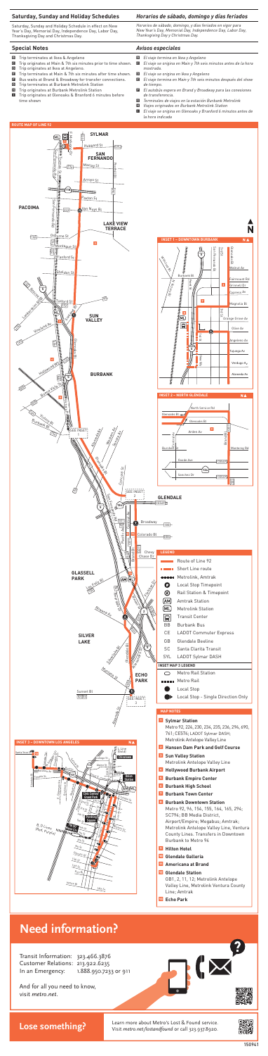## Saturday, Sunday and Holiday Schedules

Saturday, Sunday and Holiday Schedule in effect on New Year's Day, Memorial Day, Independence Day, Labor Day, Thanksgiving Day and Christmas Day.

## Horarios de sábado, domingo y días feriados

*Horarios de sábado, domingo y días feriados en vigor para New Year's Day, Memorial Day, Independence Day, Labor Day, Thanksgiving Day y Christmas Day.*

### Special Notes

- **A** Trip terminates at Ikea & Angeleno
- **C** Trip originates at Main & 7th six minutes prior to time shown.
- **D** Trip originates at Ikea at Angeleno.
- **E** Trip terminates at Main & 7th six minutes after time shown.
- **F** Bus waits at Brand & Broadway for transfer connections.
- **G** Trip terminates at Burbank Metrolink Station
- **H** Trip originates at Burbank Metrolink Station
- **I** Trip originates at Glenoaks & Branford 6 minutes before time shown

### Avisos especiales

- **A** *El viaje termina en Ikea y Angeleno*
- **C** *El viaje se origina en Main y 7th seis minutos antes de la hora mostrada.*
- **D** *El viaje se origina en Ikea y Angeleno*
- **E** *El viaje termina en Main y 7th seis minutos después del show de tiempo.*
- **F** *El autobús espera en Brand y Broadway para las conexiones de transferencia.*
- **G** *Terminales de viajes en la estación Burbank Metrolink*
- **H** *Viajes originados en Burbank Metrolink Station*
- **I** *El viaje se origina en Glenoaks y Branford 6 minutos antes de la hora indicada*

## ROUTE MAP OF LINE 92

SYLMAR
SAN FERNANDO
PACOIMA
LAKE VIEW TERRACE
SUN VALLEY
BURBANK
GLENDALE
GLASSELL PARK
SILVER LAKE
ECHO PARK

### INSET 1 – DOWNTOWN BURBANK

### INSET 2 – NORTH GLENDALE

### INSET 3 – DOWNTOWN LOS ANGELES

### LEGEND

- Route of Line 92
- Short Line route
- Metrolink, Amtrak
- Local Stop Timepoint
- Rail Station & Timepoint
- AM Amtrak Station
- ML Metrolink Station
- Transit Center
- BB Burbank Bus
- CE LADOT Commuter Express
- GB Glendale Beeline
- SC Santa Clarita Transit
- SYL LADOT Sylmar DASH

### INSET MAP 3 LEGEND

- Metro Rail Station
- Metro Rail
- Local Stop
- Local Stop - Single Direction Only

### MAP NOTES

1. **Sylmar Station** Metro 92, 224, 230, 234, 235, 236, 294, 690, 761; CE574; LADOT Sylmar DASH; Metrolink Antelope Valley Line
2. **Hansen Dam Park and Golf Course**
3. **Sun Valley Station** Metrolink Antelope Valley Line
4. **Hollywood Burbank Airport**
5. **Burbank Empire Center**
6. **Burbank High School**
7. **Burbank Town Center**
8. **Burbank Downtown Station** Metro 92, 94, 154, 155, 164, 165, 294; SC794; BB Media District, Airport/Empire; Megabus; Amtrak; Metrolink Antelope Valley Line, Ventura County Lines. Transfers in Downtown Burbank to Metro 94
9. **Hilton Hotel**
10. **Glendale Galleria**
11. **Americana at Brand**
12. **Glendale Station** GB1, 2, 11, 12; Metrolink Antelope Valley Line, Metrolink Ventura County Line; Amtrak
13. **Echo Park**

# Need information?

Transit Information: 323.466.3876
Customer Relations: 213.922.6235
In an Emergency: 1.888.950.7233 or 911

And for all you need to know, visit *metro.net*.

## Lose something?

Learn more about Metro's Lost & Found service. Visit *metro.net/lostandfound* or call 323.937.8920.

15D961